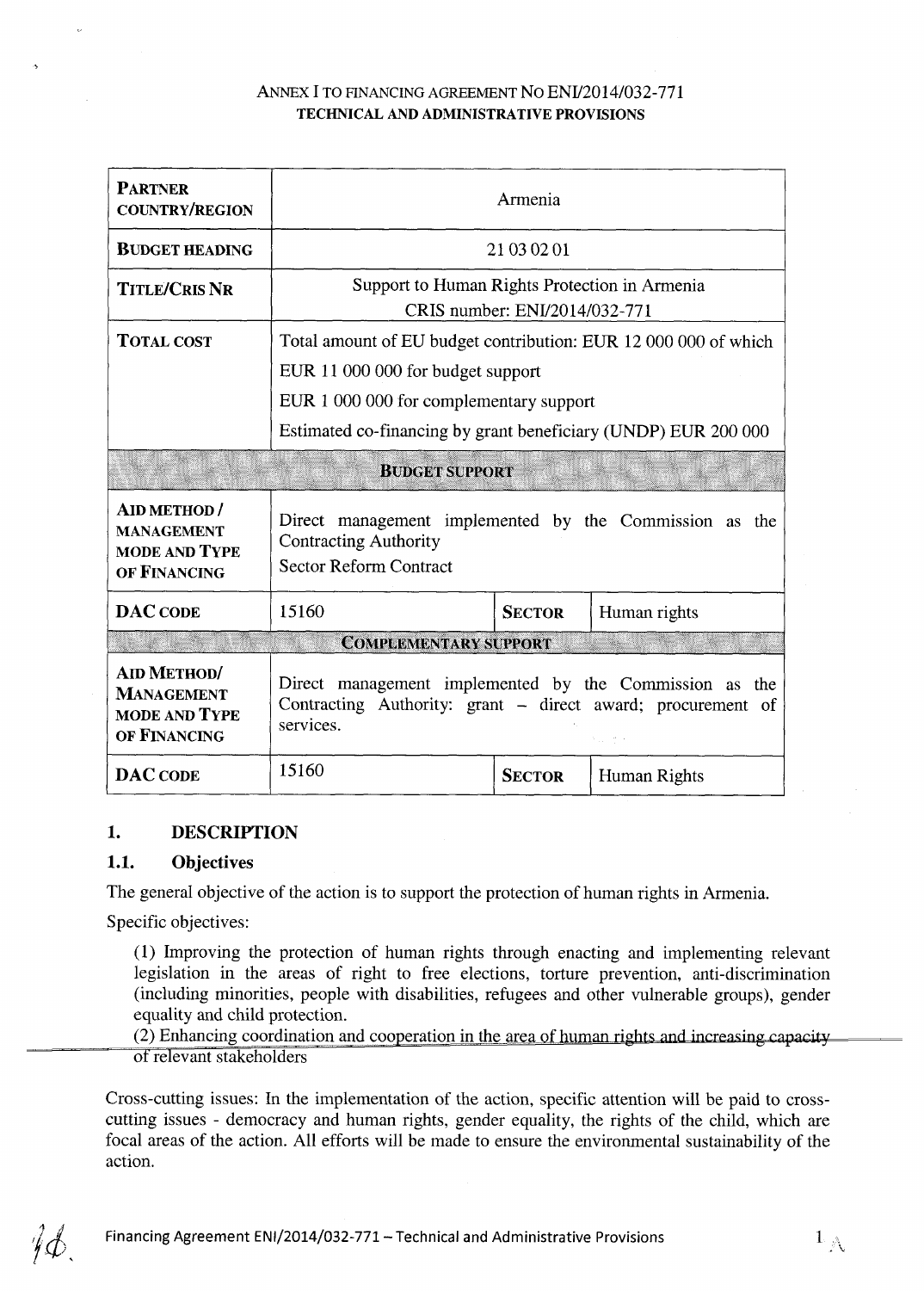ANNEX I TO FINANCING AGREEMENT NO ENI/2014/032-771
**TECHNICAL AND ADMINISTRATIVE PROVISIONS**

| **PARTNER COUNTRY/REGION** | Armenia | | |
|---|---|---|---|
| **BUDGET HEADING** | 21 03 02 01 | | |
| **TITLE/CRIS NR** | Support to Human Rights Protection in Armenia<br>CRIS number: ENI/2014/032-771 | | |
| **TOTAL COST** | Total amount of EU budget contribution: EUR 12 000 000 of which<br>EUR 11 000 000 for budget support<br>EUR 1 000 000 for complementary support<br>Estimated co-financing by grant beneficiary (UNDP) EUR 200 000 | | |
| **BUDGET SUPPORT** | | | |
| **AID METHOD / MANAGEMENT MODE AND TYPE OF FINANCING** | Direct management implemented by the Commission as the Contracting Authority<br>Sector Reform Contract | | |
| **DAC CODE** | 15160 | **SECTOR** | Human rights |
| **COMPLEMENTARY SUPPORT** | | | |
| **AID METHOD/ MANAGEMENT MODE AND TYPE OF FINANCING** | Direct management implemented by the Commission as the Contracting Authority: grant – direct award; procurement of services. | | |
| **DAC CODE** | 15160 | **SECTOR** | Human Rights |

## 1. DESCRIPTION

### 1.1. Objectives

The general objective of the action is to support the protection of human rights in Armenia.

Specific objectives:

(1) Improving the protection of human rights through enacting and implementing relevant legislation in the areas of right to free elections, torture prevention, anti-discrimination (including minorities, people with disabilities, refugees and other vulnerable groups), gender equality and child protection.

(2) Enhancing coordination and cooperation in the area of human rights and increasing capacity of relevant stakeholders

Cross-cutting issues: In the implementation of the action, specific attention will be paid to cross-cutting issues - democracy and human rights, gender equality, the rights of the child, which are focal areas of the action. All efforts will be made to ensure the environmental sustainability of the action.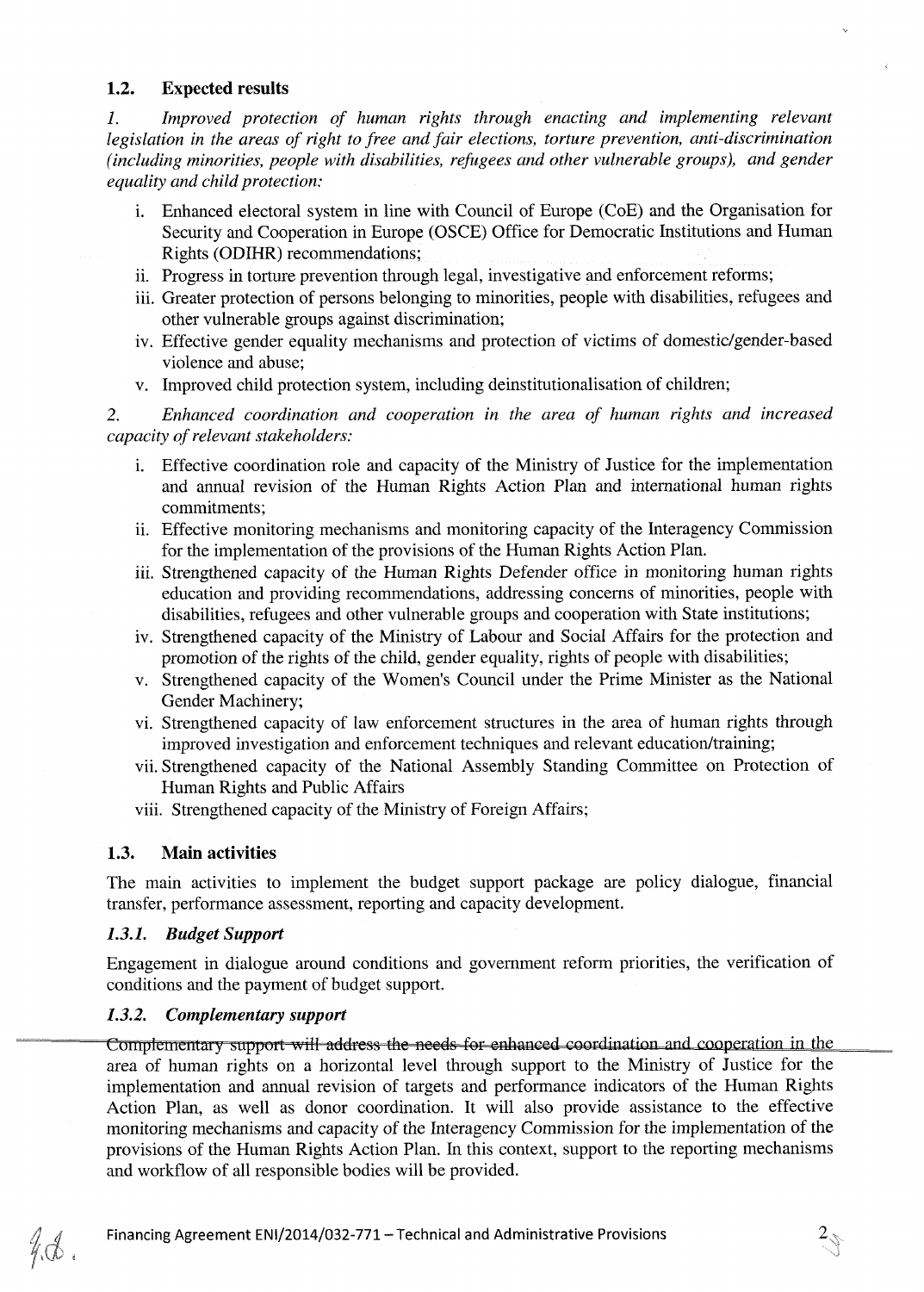### 1.2. Expected results

*1. Improved protection of human rights through enacting and implementing relevant legislation in the areas of right to free and fair elections, torture prevention, anti-discrimination (including minorities, people with disabilities, refugees and other vulnerable groups), and gender equality and child protection:*

i. Enhanced electoral system in line with Council of Europe (CoE) and the Organisation for Security and Cooperation in Europe (OSCE) Office for Democratic Institutions and Human Rights (ODIHR) recommendations;
ii. Progress in torture prevention through legal, investigative and enforcement reforms;
iii. Greater protection of persons belonging to minorities, people with disabilities, refugees and other vulnerable groups against discrimination;
iv. Effective gender equality mechanisms and protection of victims of domestic/gender-based violence and abuse;
v. Improved child protection system, including deinstitutionalisation of children;

*2. Enhanced coordination and cooperation in the area of human rights and increased capacity of relevant stakeholders:*

i. Effective coordination role and capacity of the Ministry of Justice for the implementation and annual revision of the Human Rights Action Plan and international human rights commitments;
ii. Effective monitoring mechanisms and monitoring capacity of the Interagency Commission for the implementation of the provisions of the Human Rights Action Plan.
iii. Strengthened capacity of the Human Rights Defender office in monitoring human rights education and providing recommendations, addressing concerns of minorities, people with disabilities, refugees and other vulnerable groups and cooperation with State institutions;
iv. Strengthened capacity of the Ministry of Labour and Social Affairs for the protection and promotion of the rights of the child, gender equality, rights of people with disabilities;
v. Strengthened capacity of the Women's Council under the Prime Minister as the National Gender Machinery;
vi. Strengthened capacity of law enforcement structures in the area of human rights through improved investigation and enforcement techniques and relevant education/training;
vii. Strengthened capacity of the National Assembly Standing Committee on Protection of Human Rights and Public Affairs
viii. Strengthened capacity of the Ministry of Foreign Affairs;

### 1.3. Main activities

The main activities to implement the budget support package are policy dialogue, financial transfer, performance assessment, reporting and capacity development.

#### *1.3.1. Budget Support*

Engagement in dialogue around conditions and government reform priorities, the verification of conditions and the payment of budget support.

#### *1.3.2. Complementary support*

Complementary support will address the needs for enhanced coordination and cooperation in the area of human rights on a horizontal level through support to the Ministry of Justice for the implementation and annual revision of targets and performance indicators of the Human Rights Action Plan, as well as donor coordination. It will also provide assistance to the effective monitoring mechanisms and capacity of the Interagency Commission for the implementation of the provisions of the Human Rights Action Plan. In this context, support to the reporting mechanisms and workflow of all responsible bodies will be provided.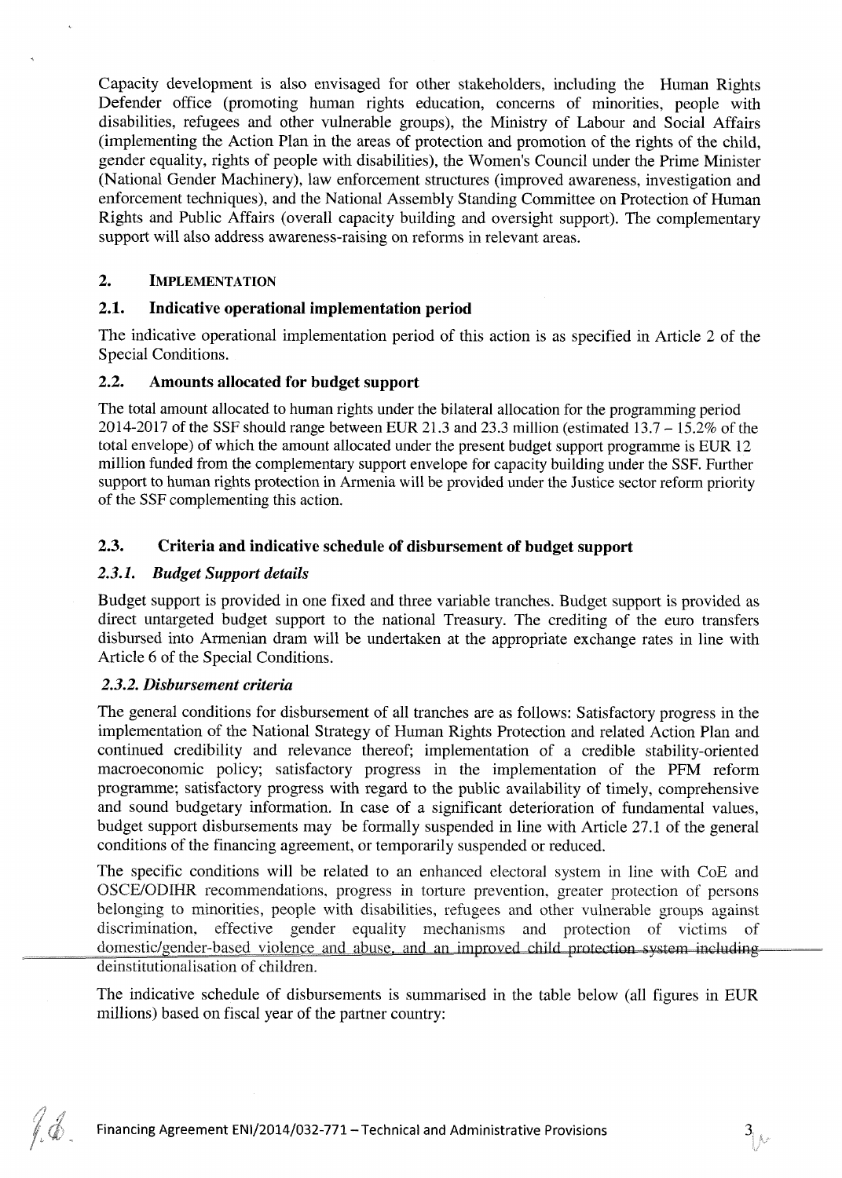Capacity development is also envisaged for other stakeholders, including the Human Rights Defender office (promoting human rights education, concerns of minorities, people with disabilities, refugees and other vulnerable groups), the Ministry of Labour and Social Affairs (implementing the Action Plan in the areas of protection and promotion of the rights of the child, gender equality, rights of people with disabilities), the Women's Council under the Prime Minister (National Gender Machinery), law enforcement structures (improved awareness, investigation and enforcement techniques), and the National Assembly Standing Committee on Protection of Human Rights and Public Affairs (overall capacity building and oversight support). The complementary support will also address awareness-raising on reforms in relevant areas.

## 2. IMPLEMENTATION

### 2.1. Indicative operational implementation period

The indicative operational implementation period of this action is as specified in Article 2 of the Special Conditions.

### 2.2. Amounts allocated for budget support

The total amount allocated to human rights under the bilateral allocation for the programming period 2014-2017 of the SSF should range between EUR 21.3 and 23.3 million (estimated 13.7 – 15.2% of the total envelope) of which the amount allocated under the present budget support programme is EUR 12 million funded from the complementary support envelope for capacity building under the SSF. Further support to human rights protection in Armenia will be provided under the Justice sector reform priority of the SSF complementing this action.

### 2.3. Criteria and indicative schedule of disbursement of budget support

#### *2.3.1. Budget Support details*

Budget support is provided in one fixed and three variable tranches. Budget support is provided as direct untargeted budget support to the national Treasury. The crediting of the euro transfers disbursed into Armenian dram will be undertaken at the appropriate exchange rates in line with Article 6 of the Special Conditions.

#### *2.3.2. Disbursement criteria*

The general conditions for disbursement of all tranches are as follows: Satisfactory progress in the implementation of the National Strategy of Human Rights Protection and related Action Plan and continued credibility and relevance thereof; implementation of a credible stability-oriented macroeconomic policy; satisfactory progress in the implementation of the PFM reform programme; satisfactory progress with regard to the public availability of timely, comprehensive and sound budgetary information. In case of a significant deterioration of fundamental values, budget support disbursements may be formally suspended in line with Article 27.1 of the general conditions of the financing agreement, or temporarily suspended or reduced.

The specific conditions will be related to an enhanced electoral system in line with CoE and OSCE/ODIHR recommendations, progress in torture prevention, greater protection of persons belonging to minorities, people with disabilities, refugees and other vulnerable groups against discrimination, effective gender equality mechanisms and protection of victims of domestic/gender-based violence and abuse, and an improved child protection system including deinstitutionalisation of children.

The indicative schedule of disbursements is summarised in the table below (all figures in EUR millions) based on fiscal year of the partner country: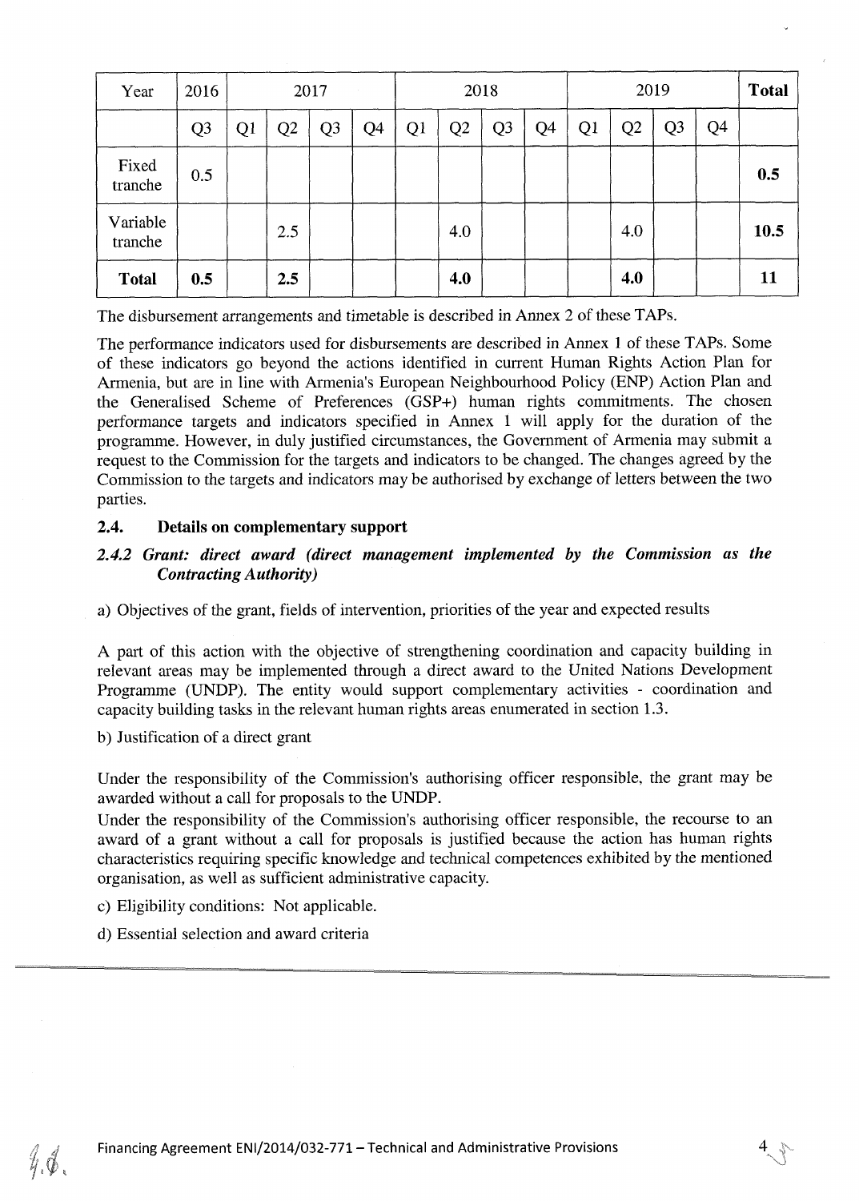| Year | 2016 | 2017 | | | | 2018 | | | | 2019 | | | | **Total** |
|---|---|---|---|---|---|---|---|---|---|---|---|---|---|---|
| | Q3 | Q1 | Q2 | Q3 | Q4 | Q1 | Q2 | Q3 | Q4 | Q1 | Q2 | Q3 | Q4 | |
| Fixed tranche | 0.5 | | | | | | | | | | | | | **0.5** |
| Variable tranche | | | 2.5 | | | | 4.0 | | | | 4.0 | | | **10.5** |
| **Total** | **0.5** | | **2.5** | | | | **4.0** | | | | **4.0** | | | **11** |

The disbursement arrangements and timetable is described in Annex 2 of these TAPs.

The performance indicators used for disbursements are described in Annex 1 of these TAPs. Some of these indicators go beyond the actions identified in current Human Rights Action Plan for Armenia, but are in line with Armenia's European Neighbourhood Policy (ENP) Action Plan and the Generalised Scheme of Preferences (GSP+) human rights commitments. The chosen performance targets and indicators specified in Annex 1 will apply for the duration of the programme. However, in duly justified circumstances, the Government of Armenia may submit a request to the Commission for the targets and indicators to be changed. The changes agreed by the Commission to the targets and indicators may be authorised by exchange of letters between the two parties.

### 2.4. Details on complementary support

#### *2.4.2 Grant: direct award (direct management implemented by the Commission as the Contracting Authority)*

a) Objectives of the grant, fields of intervention, priorities of the year and expected results

A part of this action with the objective of strengthening coordination and capacity building in relevant areas may be implemented through a direct award to the United Nations Development Programme (UNDP). The entity would support complementary activities - coordination and capacity building tasks in the relevant human rights areas enumerated in section 1.3.

b) Justification of a direct grant

Under the responsibility of the Commission's authorising officer responsible, the grant may be awarded without a call for proposals to the UNDP.

Under the responsibility of the Commission's authorising officer responsible, the recourse to an award of a grant without a call for proposals is justified because the action has human rights characteristics requiring specific knowledge and technical competences exhibited by the mentioned organisation, as well as sufficient administrative capacity.

c) Eligibility conditions: Not applicable.

d) Essential selection and award criteria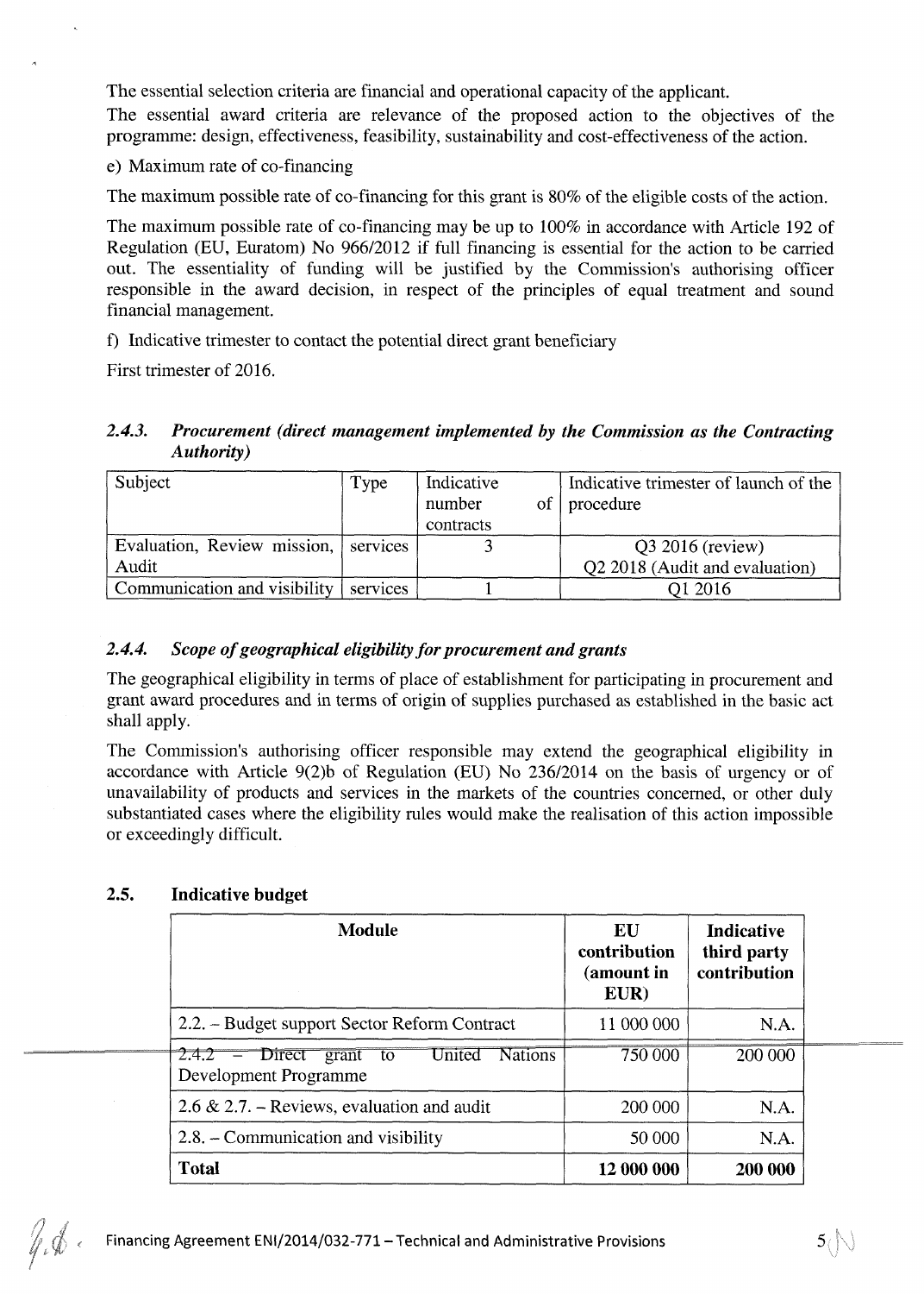The essential selection criteria are financial and operational capacity of the applicant.

The essential award criteria are relevance of the proposed action to the objectives of the programme: design, effectiveness, feasibility, sustainability and cost-effectiveness of the action.

e) Maximum rate of co-financing

The maximum possible rate of co-financing for this grant is 80% of the eligible costs of the action.

The maximum possible rate of co-financing may be up to 100% in accordance with Article 192 of Regulation (EU, Euratom) No 966/2012 if full financing is essential for the action to be carried out. The essentiality of funding will be justified by the Commission's authorising officer responsible in the award decision, in respect of the principles of equal treatment and sound financial management.

f) Indicative trimester to contact the potential direct grant beneficiary

First trimester of 2016.

### *2.4.3. Procurement (direct management implemented by the Commission as the Contracting Authority)*

| Subject | Type | Indicative number of contracts | Indicative trimester of launch of the procedure |
|---|---|---|---|
| Evaluation, Review mission, Audit | services | 3 | Q3 2016 (review)<br>Q2 2018 (Audit and evaluation) |
| Communication and visibility | services | 1 | Q1 2016 |

### *2.4.4. Scope of geographical eligibility for procurement and grants*

The geographical eligibility in terms of place of establishment for participating in procurement and grant award procedures and in terms of origin of supplies purchased as established in the basic act shall apply.

The Commission's authorising officer responsible may extend the geographical eligibility in accordance with Article 9(2)b of Regulation (EU) No 236/2014 on the basis of urgency or of unavailability of products and services in the markets of the countries concerned, or other duly substantiated cases where the eligibility rules would make the realisation of this action impossible or exceedingly difficult.

## 2.5. Indicative budget

| Module | EU contribution (amount in EUR) | Indicative third party contribution |
|---|---|---|
| 2.2. – Budget support Sector Reform Contract | 11 000 000 | N.A. |
| 2.4.2 – Direct grant to United Nations Development Programme | 750 000 | 200 000 |
| 2.6 & 2.7. – Reviews, evaluation and audit | 200 000 | N.A. |
| 2.8. – Communication and visibility | 50 000 | N.A. |
| **Total** | **12 000 000** | **200 000** |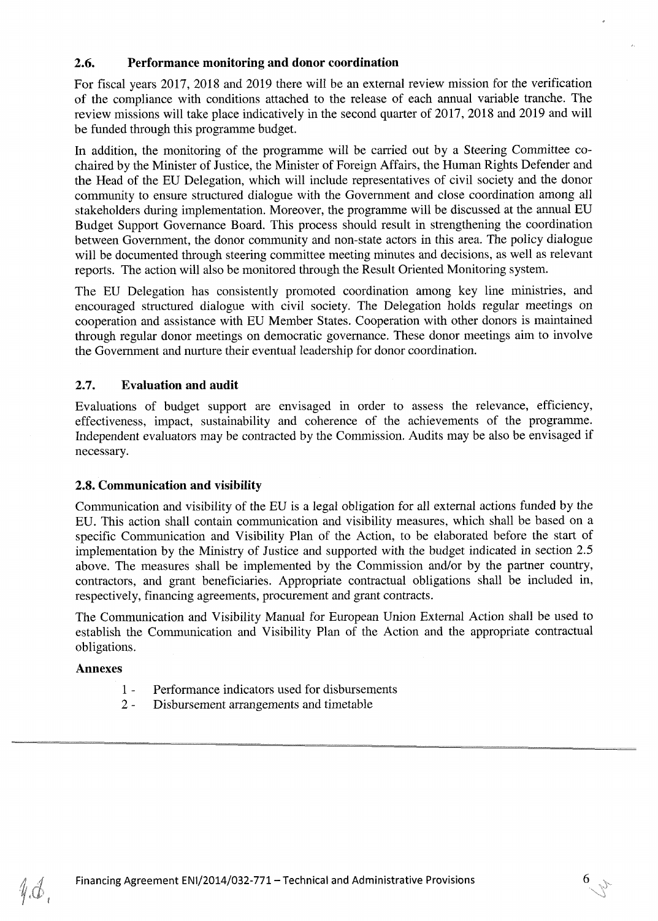### 2.6. Performance monitoring and donor coordination

For fiscal years 2017, 2018 and 2019 there will be an external review mission for the verification of the compliance with conditions attached to the release of each annual variable tranche. The review missions will take place indicatively in the second quarter of 2017, 2018 and 2019 and will be funded through this programme budget.

In addition, the monitoring of the programme will be carried out by a Steering Committee co-chaired by the Minister of Justice, the Minister of Foreign Affairs, the Human Rights Defender and the Head of the EU Delegation, which will include representatives of civil society and the donor community to ensure structured dialogue with the Government and close coordination among all stakeholders during implementation. Moreover, the programme will be discussed at the annual EU Budget Support Governance Board. This process should result in strengthening the coordination between Government, the donor community and non-state actors in this area. The policy dialogue will be documented through steering committee meeting minutes and decisions, as well as relevant reports. The action will also be monitored through the Result Oriented Monitoring system.

The EU Delegation has consistently promoted coordination among key line ministries, and encouraged structured dialogue with civil society. The Delegation holds regular meetings on cooperation and assistance with EU Member States. Cooperation with other donors is maintained through regular donor meetings on democratic governance. These donor meetings aim to involve the Government and nurture their eventual leadership for donor coordination.

### 2.7. Evaluation and audit

Evaluations of budget support are envisaged in order to assess the relevance, efficiency, effectiveness, impact, sustainability and coherence of the achievements of the programme. Independent evaluators may be contracted by the Commission. Audits may be also be envisaged if necessary.

### 2.8. Communication and visibility

Communication and visibility of the EU is a legal obligation for all external actions funded by the EU. This action shall contain communication and visibility measures, which shall be based on a specific Communication and Visibility Plan of the Action, to be elaborated before the start of implementation by the Ministry of Justice and supported with the budget indicated in section 2.5 above. The measures shall be implemented by the Commission and/or by the partner country, contractors, and grant beneficiaries. Appropriate contractual obligations shall be included in, respectively, financing agreements, procurement and grant contracts.

The Communication and Visibility Manual for European Union External Action shall be used to establish the Communication and Visibility Plan of the Action and the appropriate contractual obligations.

**Annexes**

1 - Performance indicators used for disbursements
2 - Disbursement arrangements and timetable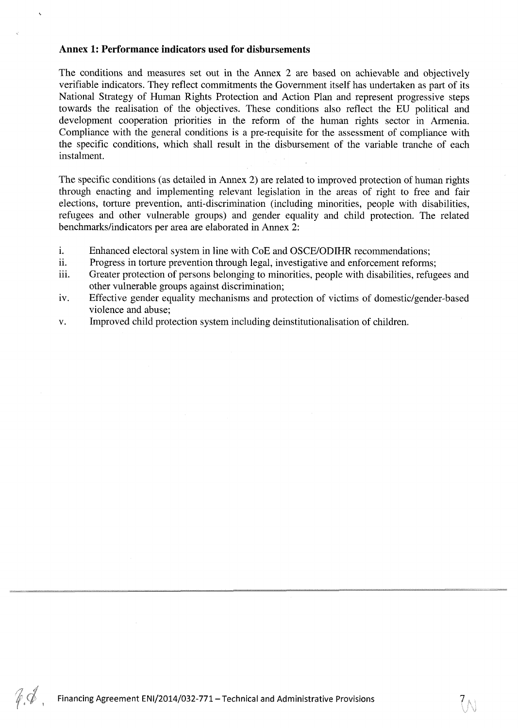## Annex 1: Performance indicators used for disbursements

The conditions and measures set out in the Annex 2 are based on achievable and objectively verifiable indicators. They reflect commitments the Government itself has undertaken as part of its National Strategy of Human Rights Protection and Action Plan and represent progressive steps towards the realisation of the objectives. These conditions also reflect the EU political and development cooperation priorities in the reform of the human rights sector in Armenia. Compliance with the general conditions is a pre-requisite for the assessment of compliance with the specific conditions, which shall result in the disbursement of the variable tranche of each instalment.

The specific conditions (as detailed in Annex 2) are related to improved protection of human rights through enacting and implementing relevant legislation in the areas of right to free and fair elections, torture prevention, anti-discrimination (including minorities, people with disabilities, refugees and other vulnerable groups) and gender equality and child protection. The related benchmarks/indicators per area are elaborated in Annex 2:

i. Enhanced electoral system in line with CoE and OSCE/ODIHR recommendations;

ii. Progress in torture prevention through legal, investigative and enforcement reforms;

iii. Greater protection of persons belonging to minorities, people with disabilities, refugees and other vulnerable groups against discrimination;

iv. Effective gender equality mechanisms and protection of victims of domestic/gender-based violence and abuse;

v. Improved child protection system including deinstitutionalisation of children.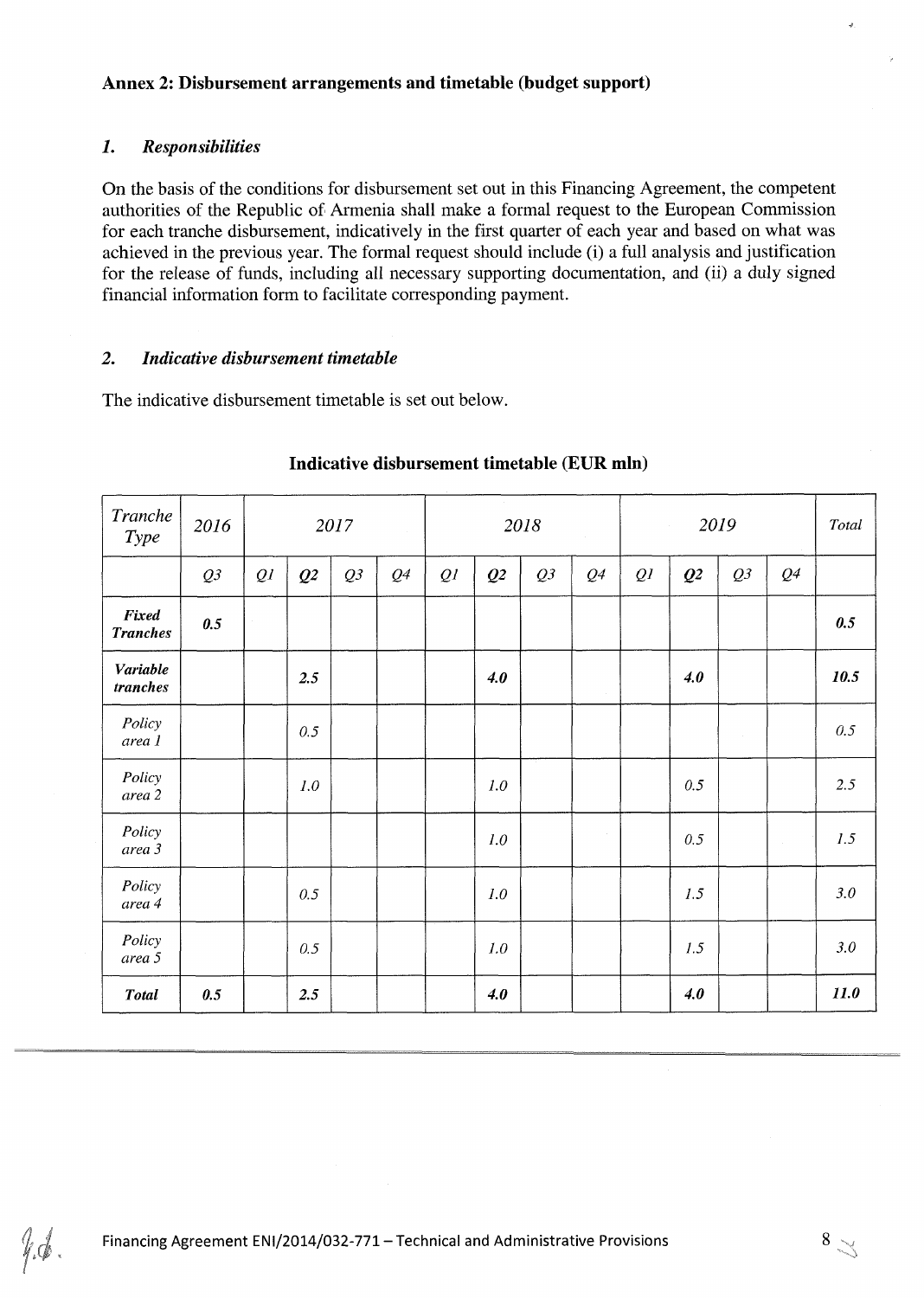## Annex 2: Disbursement arrangements and timetable (budget support)

### 1. *Responsibilities*

On the basis of the conditions for disbursement set out in this Financing Agreement, the competent authorities of the Republic of Armenia shall make a formal request to the European Commission for each tranche disbursement, indicatively in the first quarter of each year and based on what was achieved in the previous year. The formal request should include (i) a full analysis and justification for the release of funds, including all necessary supporting documentation, and (ii) a duly signed financial information form to facilitate corresponding payment.

### 2. *Indicative disbursement timetable*

The indicative disbursement timetable is set out below.

**Indicative disbursement timetable (EUR mln)**

| *Tranche Type* | *2016* | *2017* | | | | *2018* | | | | *2019* | | | | *Total* |
|---|---|---|---|---|---|---|---|---|---|---|---|---|---|---|
| | *Q3* | *Q1* | ***Q2*** | *Q3* | *Q4* | *Q1* | ***Q2*** | *Q3* | *Q4* | *Q1* | ***Q2*** | *Q3* | *Q4* | |
| ***Fixed Tranches*** | ***0.5*** | | | | | | | | | | | | | ***0.5*** |
| ***Variable tranches*** | | | ***2.5*** | | | | ***4.0*** | | | | ***4.0*** | | | ***10.5*** |
| *Policy area 1* | | | *0.5* | | | | | | | | | | | *0.5* |
| *Policy area 2* | | | *1.0* | | | | *1.0* | | | | *0.5* | | | *2.5* |
| *Policy area 3* | | | | | | | *1.0* | | | | *0.5* | | | *1.5* |
| *Policy area 4* | | | *0.5* | | | | *1.0* | | | | *1.5* | | | *3.0* |
| *Policy area 5* | | | *0.5* | | | | *1.0* | | | | *1.5* | | | *3.0* |
| ***Total*** | ***0.5*** | | ***2.5*** | | | | ***4.0*** | | | | ***4.0*** | | | ***11.0*** |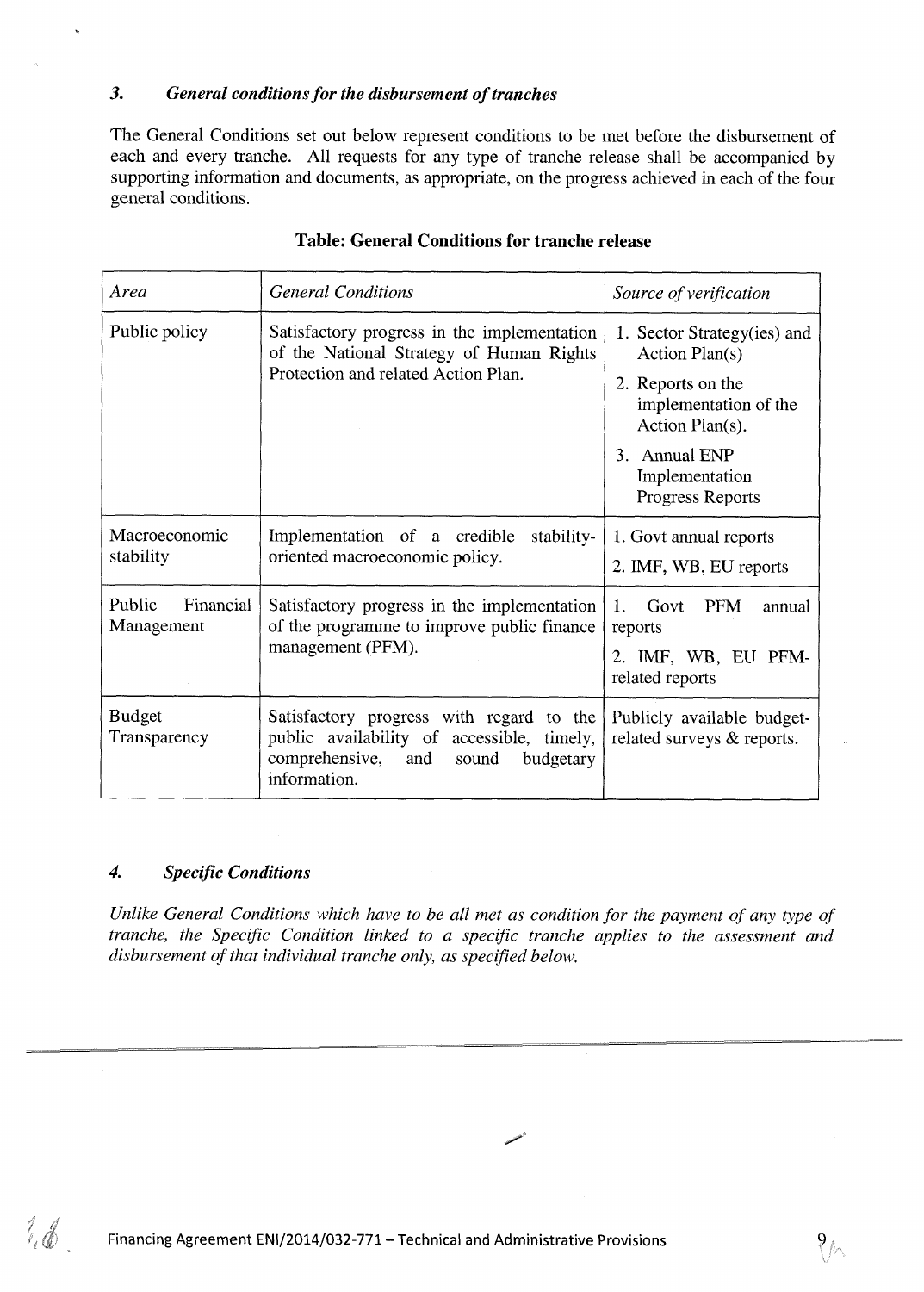### 3. *General conditions for the disbursement of tranches*

The General Conditions set out below represent conditions to be met before the disbursement of each and every tranche. All requests for any type of tranche release shall be accompanied by supporting information and documents, as appropriate, on the progress achieved in each of the four general conditions.

**Table: General Conditions for tranche release**

| *Area* | *General Conditions* | *Source of verification* |
|---|---|---|
| Public policy | Satisfactory progress in the implementation of the National Strategy of Human Rights Protection and related Action Plan. | 1. Sector Strategy(ies) and Action Plan(s)<br>2. Reports on the implementation of the Action Plan(s).<br>3. Annual ENP Implementation Progress Reports |
| Macroeconomic stability | Implementation of a credible stability-oriented macroeconomic policy. | 1. Govt annual reports<br>2. IMF, WB, EU reports |
| Public Financial Management | Satisfactory progress in the implementation of the programme to improve public finance management (PFM). | 1. Govt PFM annual reports<br>2. IMF, WB, EU PFM-related reports |
| Budget Transparency | Satisfactory progress with regard to the public availability of accessible, timely, comprehensive, and sound budgetary information. | Publicly available budget-related surveys & reports. |

### 4. *Specific Conditions*

*Unlike General Conditions which have to be all met as condition for the payment of any type of tranche, the Specific Condition linked to a specific tranche applies to the assessment and disbursement of that individual tranche only, as specified below.*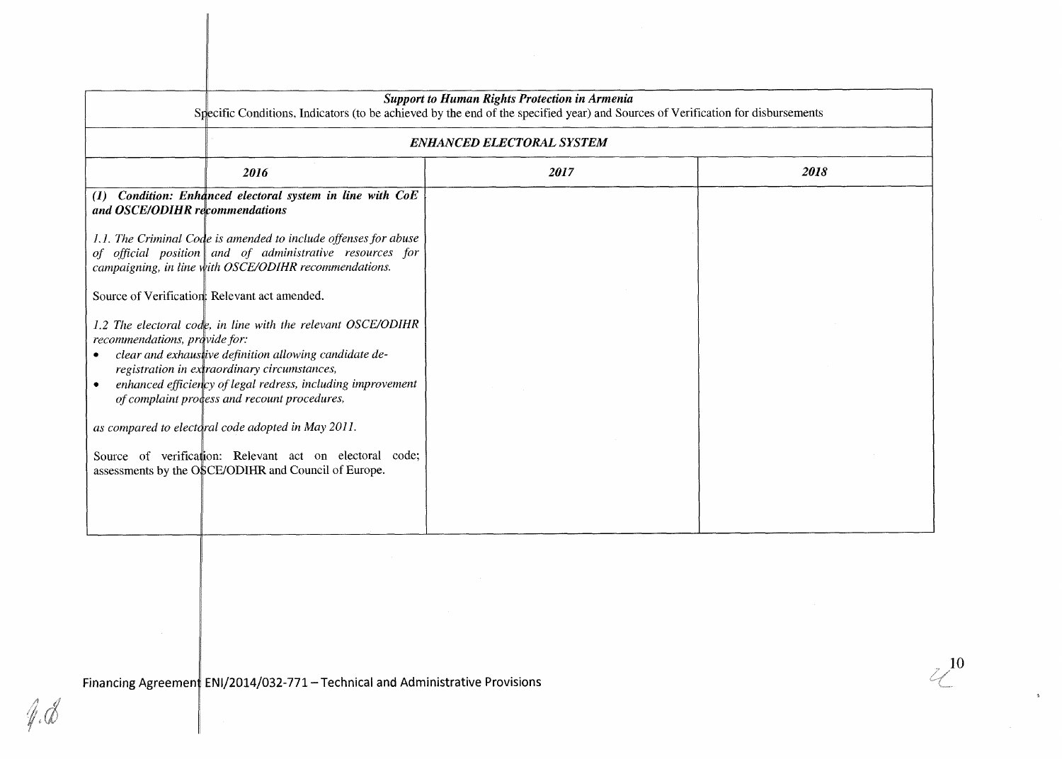| ***Support to Human Rights Protection in Armenia*** Specific Conditions, Indicators (to be achieved by the end of the specified year) and Sources of Verification for disbursements | | |
|---|---|---|
| ***ENHANCED ELECTORAL SYSTEM*** | | |
| ***2016*** | ***2017*** | ***2018*** |
| ***(1) Condition: Enhanced electoral system in line with CoE and OSCE/ODIHR recommendations***<br><br>*1.1. The Criminal Code is amended to include offenses for abuse of official position and of administrative resources for campaigning, in line with OSCE/ODIHR recommendations.*<br><br>Source of Verification: Relevant act amended.<br><br>*1.2 The electoral code, in line with the relevant OSCE/ODIHR recommendations, provide for:*<br>• *clear and exhaustive definition allowing candidate de-registration in extraordinary circumstances,*<br>• *enhanced efficiency of legal redress, including improvement of complaint process and recount procedures,*<br><br>*as compared to electoral code adopted in May 2011.*<br><br>Source of verification: Relevant act on electoral code; assessments by the OSCE/ODIHR and Council of Europe. | | |

Financing Agreement ENI/2014/032-771 – Technical and Administrative Provisions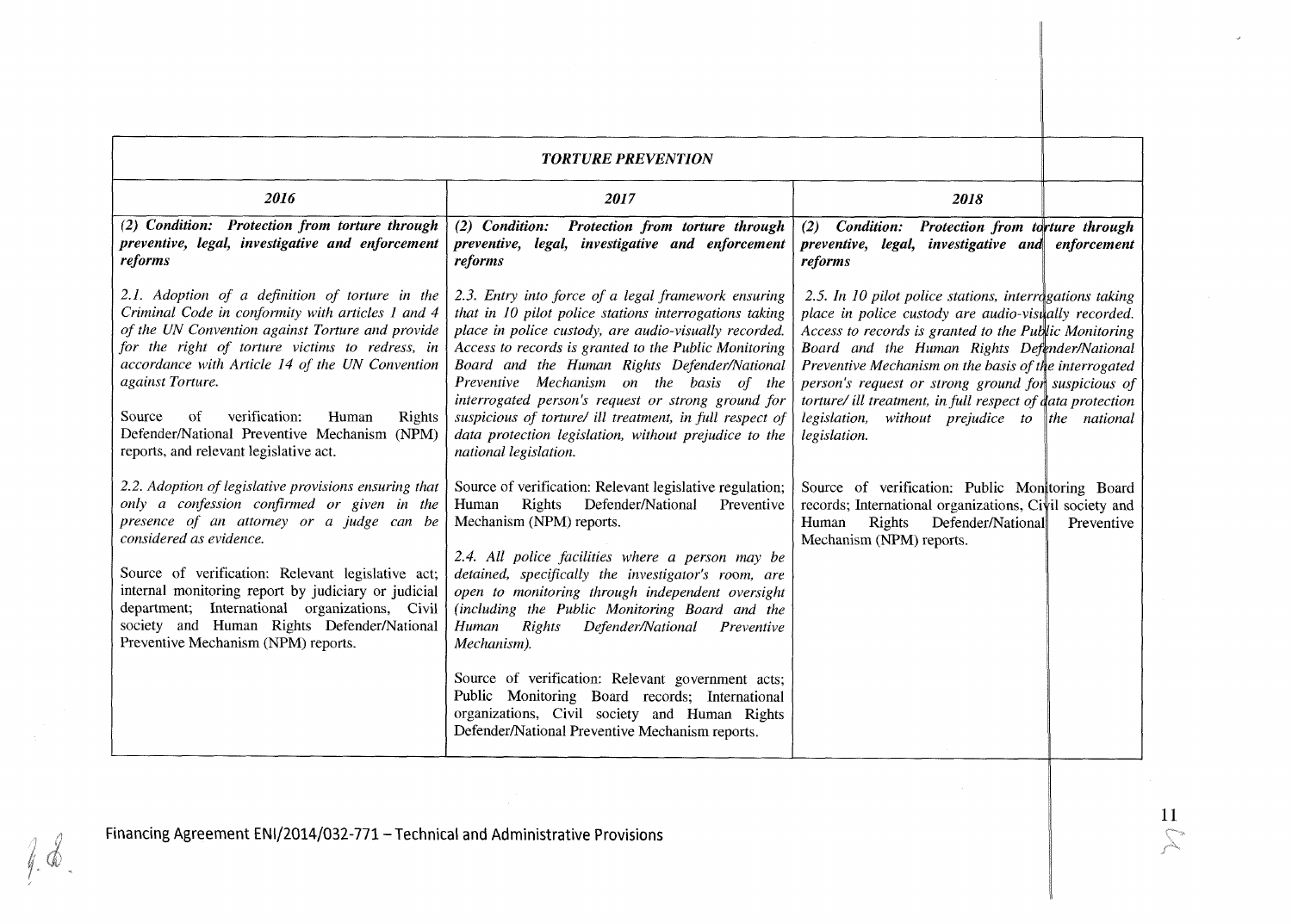| *TORTURE PREVENTION* | | |
|---|---|---|
| ***2016*** | ***2017*** | ***2018*** |
| ***(2) Condition: Protection from torture through preventive, legal, investigative and enforcement reforms*** | ***(2) Condition: Protection from torture through preventive, legal, investigative and enforcement reforms*** | ***(2) Condition: Protection from torture through preventive, legal, investigative and enforcement reforms*** |
| *2.1. Adoption of a definition of torture in the Criminal Code in conformity with articles 1 and 4 of the UN Convention against Torture and provide for the right of torture victims to redress, in accordance with Article 14 of the UN Convention against Torture.*<br><br>Source of verification: Human Rights Defender/National Preventive Mechanism (NPM) reports, and relevant legislative act.<br><br>*2.2. Adoption of legislative provisions ensuring that only a confession confirmed or given in the presence of an attorney or a judge can be considered as evidence.*<br><br>Source of verification: Relevant legislative act; internal monitoring report by judiciary or judicial department; International organizations, Civil society and Human Rights Defender/National Preventive Mechanism (NPM) reports. | *2.3. Entry into force of a legal framework ensuring that in 10 pilot police stations interrogations taking place in police custody, are audio-visually recorded. Access to records is granted to the Public Monitoring Board and the Human Rights Defender/National Preventive Mechanism on the basis of the interrogated person's request or strong ground for suspicious of torture/ ill treatment, in full respect of data protection legislation, without prejudice to the national legislation.*<br><br>Source of verification: Relevant legislative regulation; Human Rights Defender/National Preventive Mechanism (NPM) reports.<br><br>*2.4. All police facilities where a person may be detained, specifically the investigator's room, are open to monitoring through independent oversight (including the Public Monitoring Board and the Human Rights Defender/National Preventive Mechanism).*<br><br>Source of verification: Relevant government acts; Public Monitoring Board records; International organizations, Civil society and Human Rights Defender/National Preventive Mechanism reports. | *2.5. In 10 pilot police stations, interrogations taking place in police custody are audio-visually recorded. Access to records is granted to the Public Monitoring Board and the Human Rights Defender/National Preventive Mechanism on the basis of the interrogated person's request or strong ground for suspicious of torture/ ill treatment, in full respect of data protection legislation, without prejudice to the national legislation.*<br><br>Source of verification: Public Monitoring Board records; International organizations, Civil society and Human Rights Defender/National Preventive Mechanism (NPM) reports. |

Financing Agreement ENI/2014/032-771 – Technical and Administrative Provisions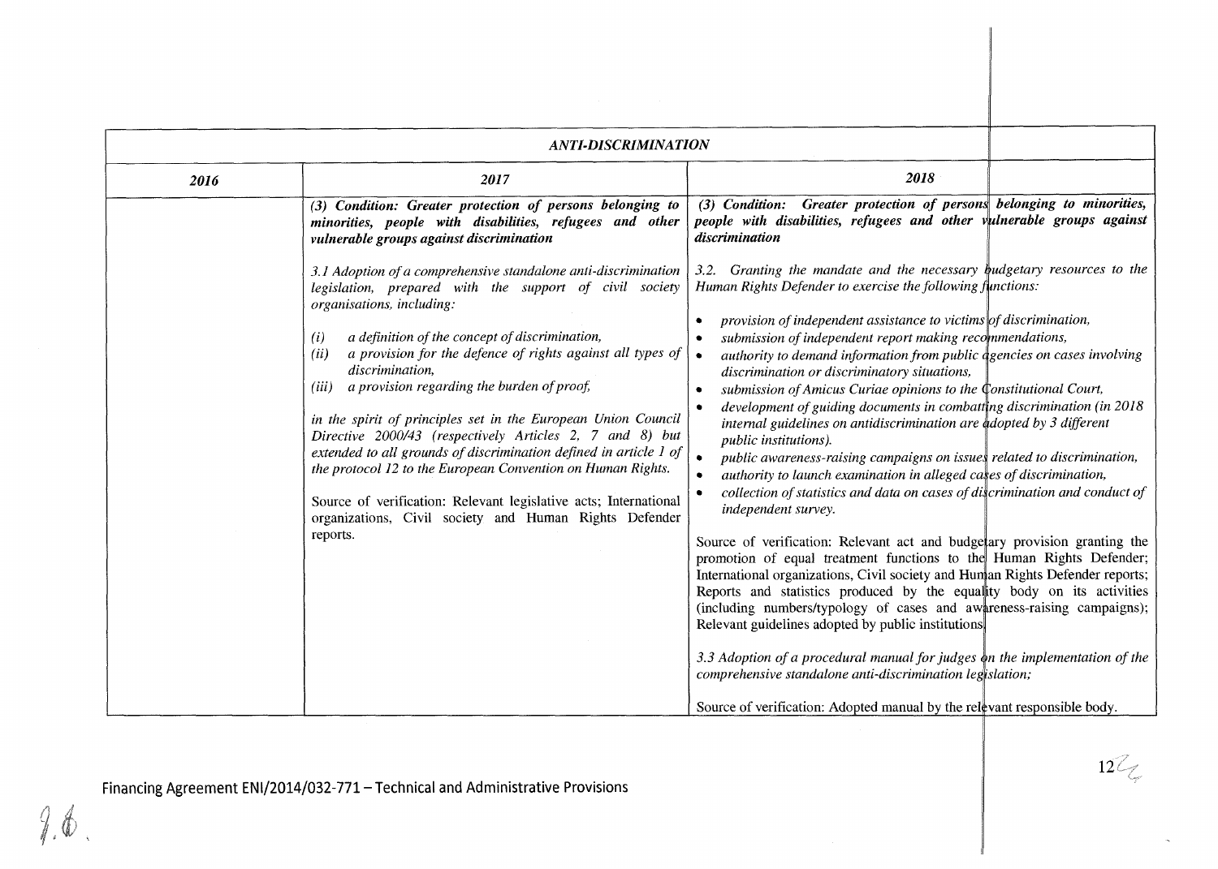| *ANTI-DISCRIMINATION* | | |
|---|---|---|
| ***2016*** | ***2017*** | ***2018*** |
| | ***(3) Condition: Greater protection of persons belonging to minorities, people with disabilities, refugees and other vulnerable groups against discrimination***<br><br>*3.1 Adoption of a comprehensive standalone anti-discrimination legislation, prepared with the support of civil society organisations, including:*<br><br>*(i) a definition of the concept of discrimination,*<br>*(ii) a provision for the defence of rights against all types of discrimination,*<br>*(iii) a provision regarding the burden of proof,*<br><br>*in the spirit of principles set in the European Union Council Directive 2000/43 (respectively Articles 2, 7 and 8) but extended to all grounds of discrimination defined in article 1 of the protocol 12 to the European Convention on Human Rights.*<br><br>Source of verification: Relevant legislative acts; International organizations, Civil society and Human Rights Defender reports. | ***(3) Condition: Greater protection of persons belonging to minorities, people with disabilities, refugees and other vulnerable groups against discrimination***<br><br>*3.2. Granting the mandate and the necessary budgetary resources to the Human Rights Defender to exercise the following functions:*<br><br>• *provision of independent assistance to victims of discrimination,*<br>• *submission of independent report making recommendations,*<br>• *authority to demand information from public agencies on cases involving discrimination or discriminatory situations,*<br>• *submission of Amicus Curiae opinions to the Constitutional Court,*<br>• *development of guiding documents in combatting discrimination (in 2018 internal guidelines on antidiscrimination are adopted by 3 different public institutions).*<br>• *public awareness-raising campaigns on issues related to discrimination,*<br>• *authority to launch examination in alleged cases of discrimination,*<br>• *collection of statistics and data on cases of discrimination and conduct of independent survey.*<br><br>Source of verification: Relevant act and budgetary provision granting the promotion of equal treatment functions to the Human Rights Defender; International organizations, Civil society and Human Rights Defender reports; Reports and statistics produced by the equality body on its activities (including numbers/typology of cases and awareness-raising campaigns); Relevant guidelines adopted by public institutions.<br><br>*3.3 Adoption of a procedural manual for judges on the implementation of the comprehensive standalone anti-discrimination legislation;*<br><br>Source of verification: Adopted manual by the relevant responsible body. |

Financing Agreement ENI/2014/032-771 – Technical and Administrative Provisions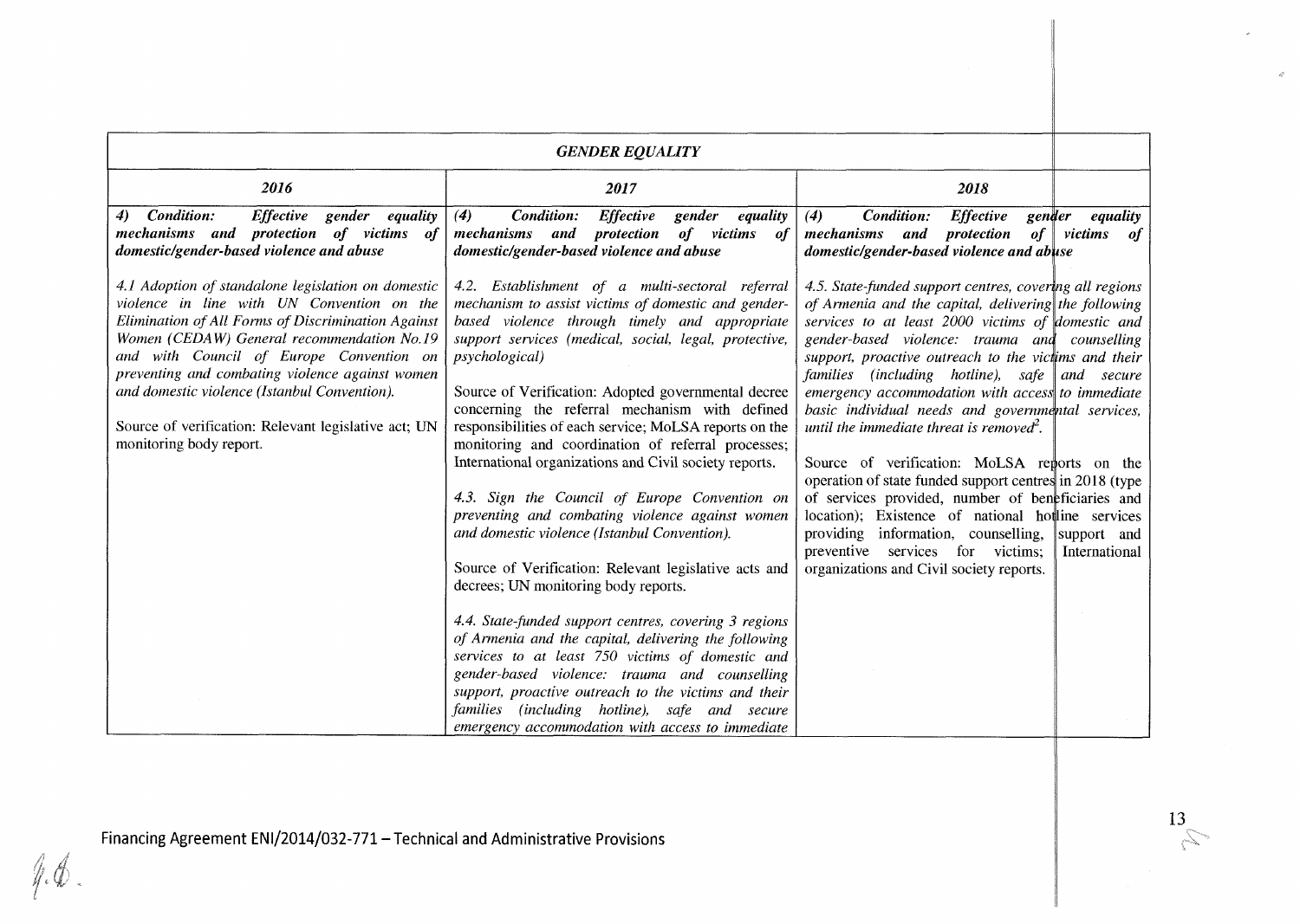| *GENDER EQUALITY* | | |
|---|---|---|
| ***2016*** | ***2017*** | ***2018*** |
| ***4) Condition: Effective gender equality mechanisms and protection of victims of domestic/gender-based violence and abuse***<br><br>*4.1 Adoption of standalone legislation on domestic violence in line with UN Convention on the Elimination of All Forms of Discrimination Against Women (CEDAW) General recommendation No.19 and with Council of Europe Convention on preventing and combating violence against women and domestic violence (Istanbul Convention).*<br><br>Source of verification: Relevant legislative act; UN monitoring body report. | ***(4) Condition: Effective gender equality mechanisms and protection of victims of domestic/gender-based violence and abuse***<br><br>*4.2. Establishment of a multi-sectoral referral mechanism to assist victims of domestic and gender-based violence through timely and appropriate support services (medical, social, legal, protective, psychological)*<br><br>Source of Verification: Adopted governmental decree concerning the referral mechanism with defined responsibilities of each service; MoLSA reports on the monitoring and coordination of referral processes; International organizations and Civil society reports.<br><br>*4.3. Sign the Council of Europe Convention on preventing and combating violence against women and domestic violence (Istanbul Convention).*<br><br>Source of Verification: Relevant legislative acts and decrees; UN monitoring body reports.<br><br>*4.4. State-funded support centres, covering 3 regions of Armenia and the capital, delivering the following services to at least 750 victims of domestic and gender-based violence: trauma and counselling support, proactive outreach to the victims and their families (including hotline), safe and secure emergency accommodation with access to immediate* | ***(4) Condition: Effective gender equality mechanisms and protection of victims of domestic/gender-based violence and abuse***<br><br>*4.5. State-funded support centres, covering all regions of Armenia and the capital, delivering the following services to at least 2000 victims of domestic and gender-based violence: trauma and counselling support, proactive outreach to the victims and their families (including hotline), safe and secure emergency accommodation with access to immediate basic individual needs and governmental services, until the immediate threat is removed*[2]*.*<br><br>Source of verification: MoLSA reports on the operation of state funded support centres in 2018 (type of services provided, number of beneficiaries and location); Existence of national hotline services providing information, counselling, support and preventive services for victims; International organizations and Civil society reports. |

Financing Agreement ENI/2014/032-771 – Technical and Administrative Provisions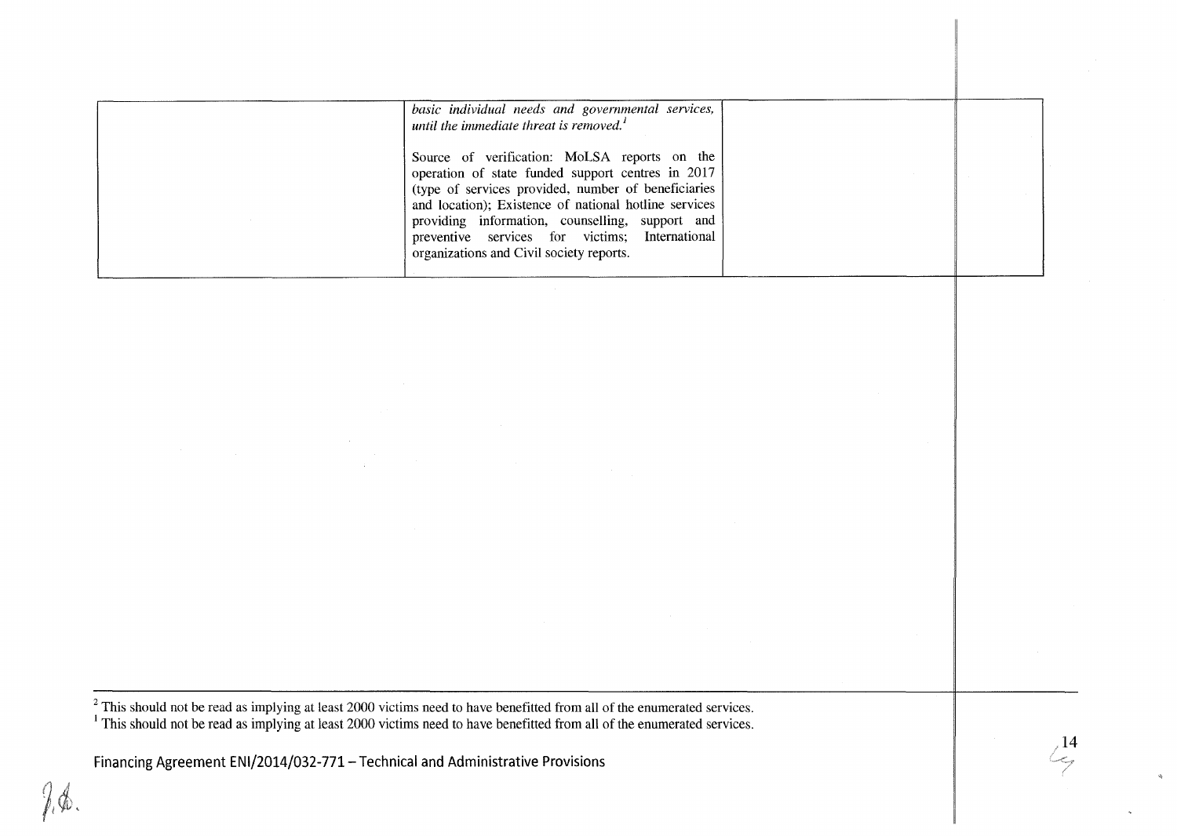| | | | |
|---|---|---|---|
| | *basic individual needs and governmental services, until the immediate threat is removed.*[1]<br><br>Source of verification: MoLSA reports on the operation of state funded support centres in 2017 (type of services provided, number of beneficiaries and location); Existence of national hotline services providing information, counselling, support and preventive services for victims; International organizations and Civil society reports. | | |

[2] This should not be read as implying at least 2000 victims need to have benefitted from all of the enumerated services.

[1] This should not be read as implying at least 2000 victims need to have benefitted from all of the enumerated services.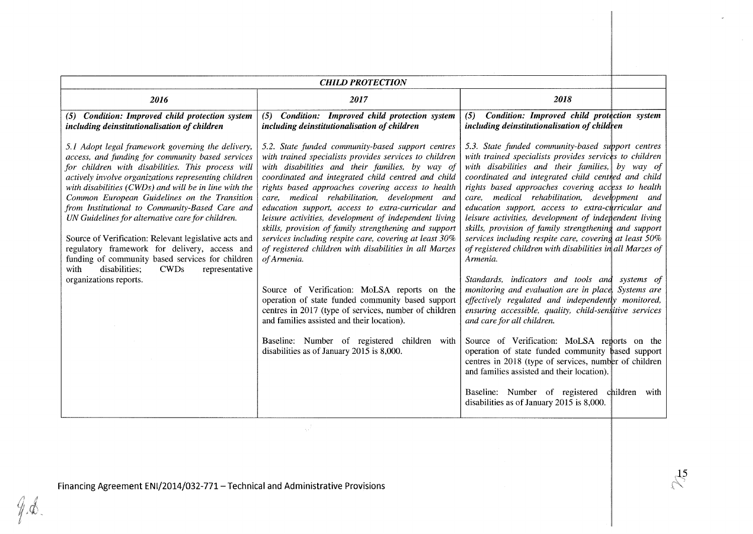| *CHILD PROTECTION* | | |
|---|---|---|
| ***2016*** | ***2017*** | ***2018*** |
| ***(5) Condition: Improved child protection system including deinstitutionalisation of children***<br><br>*5.1 Adopt legal framework governing the delivery, access, and funding for community based services for children with disabilities. This process will actively involve organizations representing children with disabilities (CWDs) and will be in line with the Common European Guidelines on the Transition from Institutional to Community-Based Care and UN Guidelines for alternative care for children.*<br><br>Source of Verification: Relevant legislative acts and regulatory framework for delivery, access and funding of community based services for children with disabilities; CWDs representative organizations reports. | ***(5) Condition: Improved child protection system including deinstitutionalisation of children***<br><br>*5.2. State funded community-based support centres with trained specialists provides services to children with disabilities and their families, by way of coordinated and integrated child centred and child rights based approaches covering access to health care, medical rehabilitation, development and education support, access to extra-curricular and leisure activities, development of independent living skills, provision of family strengthening and support services including respite care, covering at least 30% of registered children with disabilities in all Marzes of Armenia.*<br><br>Source of Verification: MoLSA reports on the operation of state funded community based support centres in 2017 (type of services, number of children and families assisted and their location).<br><br>Baseline: Number of registered children with disabilities as of January 2015 is 8,000. | ***(5) Condition: Improved child protection system including deinstitutionalisation of children***<br><br>*5.3. State funded community-based support centres with trained specialists provides services to children with disabilities and their families, by way of coordinated and integrated child centred and child rights based approaches covering access to health care, medical rehabilitation, development and education support, access to extra-curricular and leisure activities, development of independent living skills, provision of family strengthening and support services including respite care, covering at least 50% of registered children with disabilities in all Marzes of Armenia.*<br><br>*Standards, indicators and tools and systems of monitoring and evaluation are in place. Systems are effectively regulated and independently monitored, ensuring accessible, quality, child-sensitive services and care for all children.*<br><br>Source of Verification: MoLSA reports on the operation of state funded community based support centres in 2018 (type of services, number of children and families assisted and their location).<br><br>Baseline: Number of registered children with disabilities as of January 2015 is 8,000. |

Financing Agreement ENI/2014/032-771 – Technical and Administrative Provisions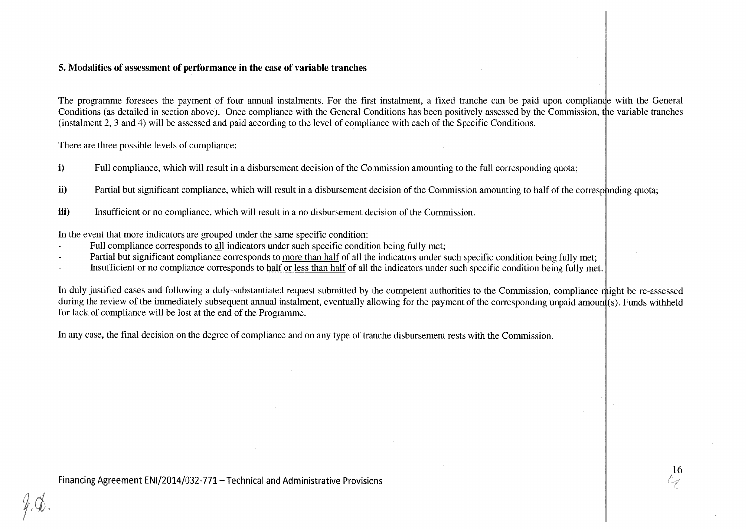### 5. Modalities of assessment of performance in the case of variable tranches

The programme foresees the payment of four annual instalments. For the first instalment, a fixed tranche can be paid upon compliance with the General Conditions (as detailed in section above). Once compliance with the General Conditions has been positively assessed by the Commission, the variable tranches (instalment 2, 3 and 4) will be assessed and paid according to the level of compliance with each of the Specific Conditions.

There are three possible levels of compliance:

**i)** Full compliance, which will result in a disbursement decision of the Commission amounting to the full corresponding quota;

**ii)** Partial but significant compliance, which will result in a disbursement decision of the Commission amounting to half of the corresponding quota;

**iii)** Insufficient or no compliance, which will result in a no disbursement decision of the Commission.

In the event that more indicators are grouped under the same specific condition:

- Full compliance corresponds to <u>all</u> indicators under such specific condition being fully met;
- Partial but significant compliance corresponds to <u>more than half</u> of all the indicators under such specific condition being fully met;
- Insufficient or no compliance corresponds to <u>half or less than half</u> of all the indicators under such specific condition being fully met.

In duly justified cases and following a duly-substantiated request submitted by the competent authorities to the Commission, compliance might be re-assessed during the review of the immediately subsequent annual instalment, eventually allowing for the payment of the corresponding unpaid amount(s). Funds withheld for lack of compliance will be lost at the end of the Programme.

In any case, the final decision on the degree of compliance and on any type of tranche disbursement rests with the Commission.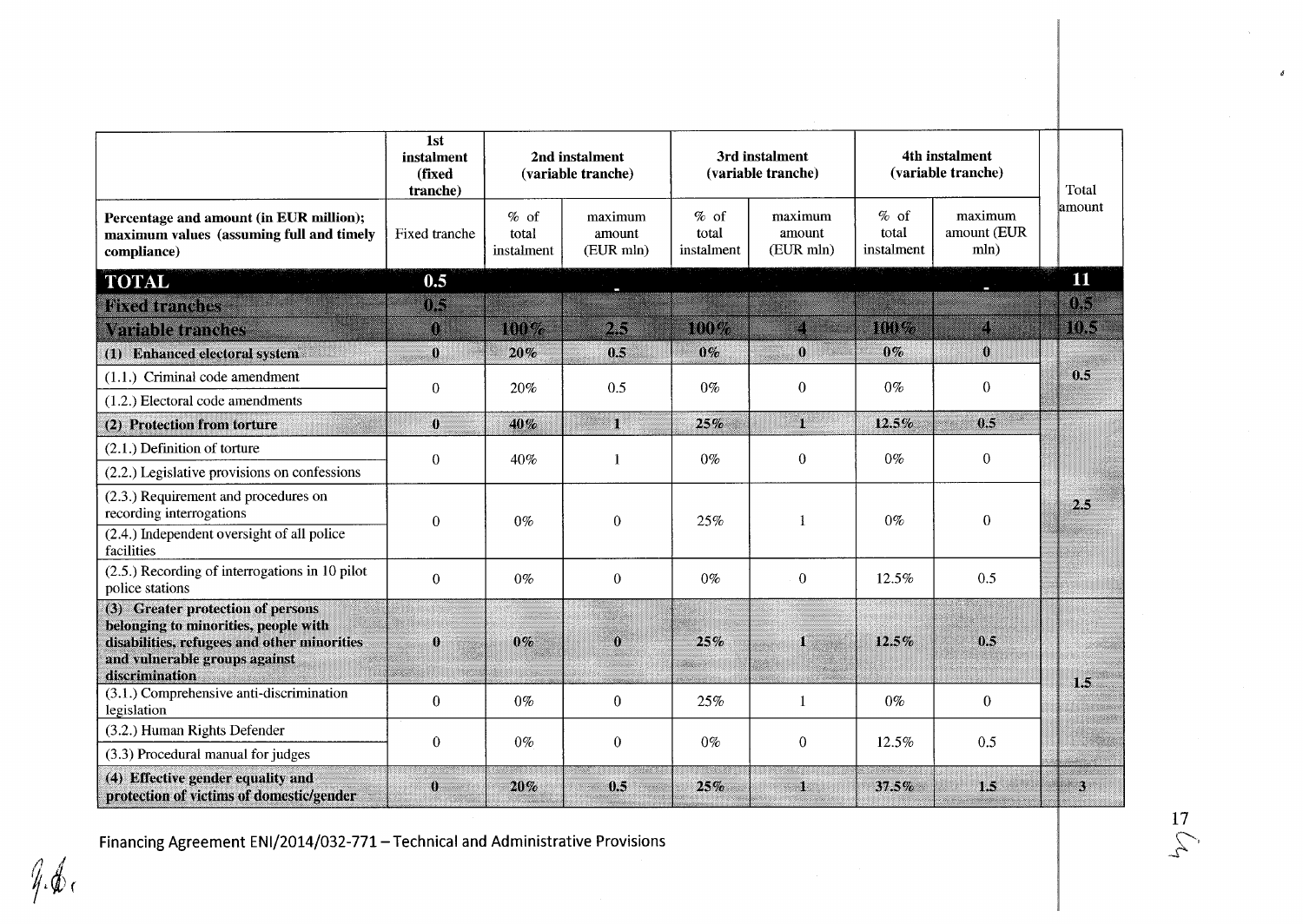| | 1st instalment (fixed tranche) | 2nd instalment (variable tranche) | | 3rd instalment (variable tranche) | | 4th instalment (variable tranche) | | Total amount |
|---|---|---|---|---|---|---|---|---|
| **Percentage and amount (in EUR million); maximum values (assuming full and timely compliance)** | Fixed tranche | % of total instalment | maximum amount (EUR mln) | % of total instalment | maximum amount (EUR mln) | % of total instalment | maximum amount (EUR mln) | |
| **TOTAL** | **0.5** | | - | | | | - | **11** |
| **Fixed tranches** | **0.5** | | | | | | | **0.5** |
| **Variable tranches** | **0** | **100%** | **2.5** | **100%** | **4** | **100%** | **4** | **10.5** |
| **(1) Enhanced electoral system** | **0** | **20%** | **0.5** | **0%** | **0** | **0%** | **0** | **0.5** |
| (1.1.) Criminal code amendment<br>(1.2.) Electoral code amendments | 0 | 20% | 0.5 | 0% | 0 | 0% | 0 | |
| **(2) Protection from torture** | **0** | **40%** | **1** | **25%** | **1** | **12.5%** | **0.5** | **2.5** |
| (2.1.) Definition of torture<br>(2.2.) Legislative provisions on confessions | 0 | 40% | 1 | 0% | 0 | 0% | 0 | |
| (2.3.) Requirement and procedures on recording interrogations<br>(2.4.) Independent oversight of all police facilities | 0 | 0% | 0 | 25% | 1 | 0% | 0 | |
| (2.5.) Recording of interrogations in 10 pilot police stations | 0 | 0% | 0 | 0% | 0 | 12.5% | 0.5 | |
| **(3) Greater protection of persons belonging to minorities, people with disabilities, refugees and other minorities and vulnerable groups against discrimination** | **0** | **0%** | **0** | **25%** | **1** | **12.5%** | **0.5** | **1.5** |
| (3.1.) Comprehensive anti-discrimination legislation | 0 | 0% | 0 | 25% | 1 | 0% | 0 | |
| (3.2.) Human Rights Defender<br>(3.3) Procedural manual for judges | 0 | 0% | 0 | 0% | 0 | 12.5% | 0.5 | |
| **(4) Effective gender equality and protection of victims of domestic/gender** | **0** | **20%** | **0.5** | **25%** | **1** | **37.5%** | **1.5** | **3** |

Financing Agreement ENI/2014/032-771 – Technical and Administrative Provisions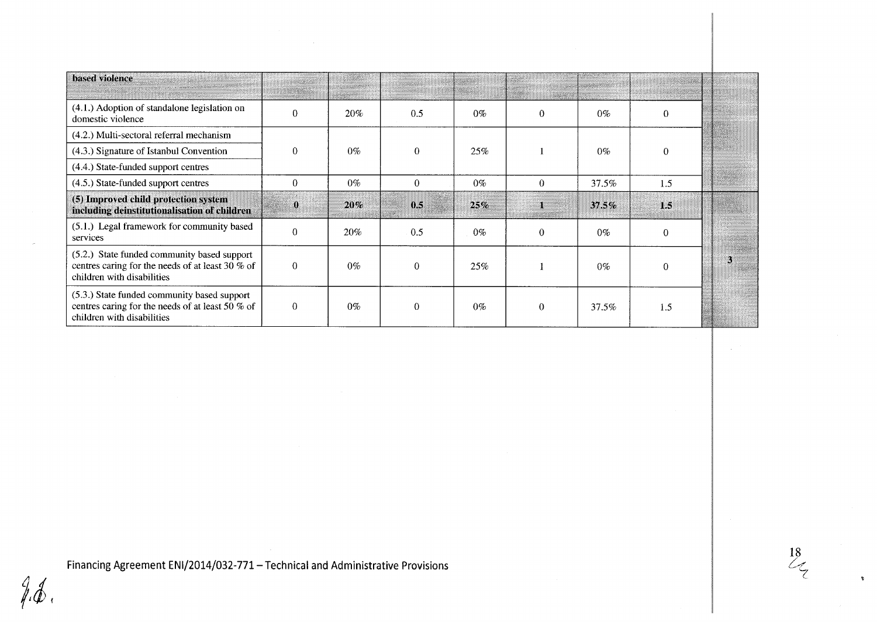| | | | | | | | | |
|---|---|---|---|---|---|---|---|---|
| **based violence** | | | | | | | | |
| (4.1.) Adoption of standalone legislation on domestic violence | 0 | 20% | 0.5 | 0% | 0 | 0% | 0 | |
| (4.2.) Multi-sectoral referral mechanism<br>(4.3.) Signature of Istanbul Convention<br>(4.4.) State-funded support centres | 0 | 0% | 0 | 25% | 1 | 0% | 0 | |
| (4.5.) State-funded support centres | 0 | 0% | 0 | 0% | 0 | 37.5% | 1.5 | |
| **(5) Improved child protection system including deinstitutionalisation of children** | **0** | **20%** | **0.5** | **25%** | **1** | **37.5%** | **1.5** | |
| (5.1.) Legal framework for community based services | 0 | 20% | 0.5 | 0% | 0 | 0% | 0 | |
| (5.2.) State funded community based support centres caring for the needs of at least 30 % of children with disabilities | 0 | 0% | 0 | 25% | 1 | 0% | 0 | **3** |
| (5.3.) State funded community based support centres caring for the needs of at least 50 % of children with disabilities | 0 | 0% | 0 | 0% | 0 | 37.5% | 1.5 | |

Financing Agreement ENI/2014/032-771 – Technical and Administrative Provisions